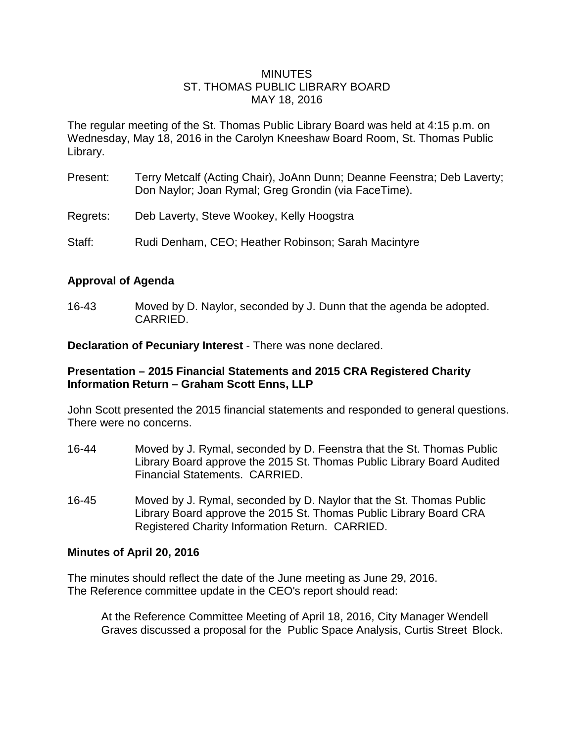# MINUTES
## ST. THOMAS PUBLIC LIBRARY BOARD
### MAY 18, 2016

The regular meeting of the St. Thomas Public Library Board was held at 4:15 p.m. on Wednesday, May 18, 2016 in the Carolyn Kneeshaw Board Room, St. Thomas Public Library.

Present: Terry Metcalf (Acting Chair), JoAnn Dunn; Deanne Feenstra; Deb Laverty; Don Naylor; Joan Rymal; Greg Grondin (via FaceTime).

Regrets: Deb Laverty, Steve Wookey, Kelly Hoogstra

Staff: Rudi Denham, CEO; Heather Robinson; Sarah Macintyre

**Approval of Agenda**

16-43 Moved by D. Naylor, seconded by J. Dunn that the agenda be adopted. CARRIED.

**Declaration of Pecuniary Interest** - There was none declared.

**Presentation – 2015 Financial Statements and 2015 CRA Registered Charity Information Return – Graham Scott Enns, LLP**

John Scott presented the 2015 financial statements and responded to general questions. There were no concerns.

16-44 Moved by J. Rymal, seconded by D. Feenstra that the St. Thomas Public Library Board approve the 2015 St. Thomas Public Library Board Audited Financial Statements. CARRIED.

16-45 Moved by J. Rymal, seconded by D. Naylor that the St. Thomas Public Library Board approve the 2015 St. Thomas Public Library Board CRA Registered Charity Information Return. CARRIED.

**Minutes of April 20, 2016**

The minutes should reflect the date of the June meeting as June 29, 2016.
The Reference committee update in the CEO's report should read:

> At the Reference Committee Meeting of April 18, 2016, City Manager Wendell Graves discussed a proposal for the Public Space Analysis, Curtis Street Block.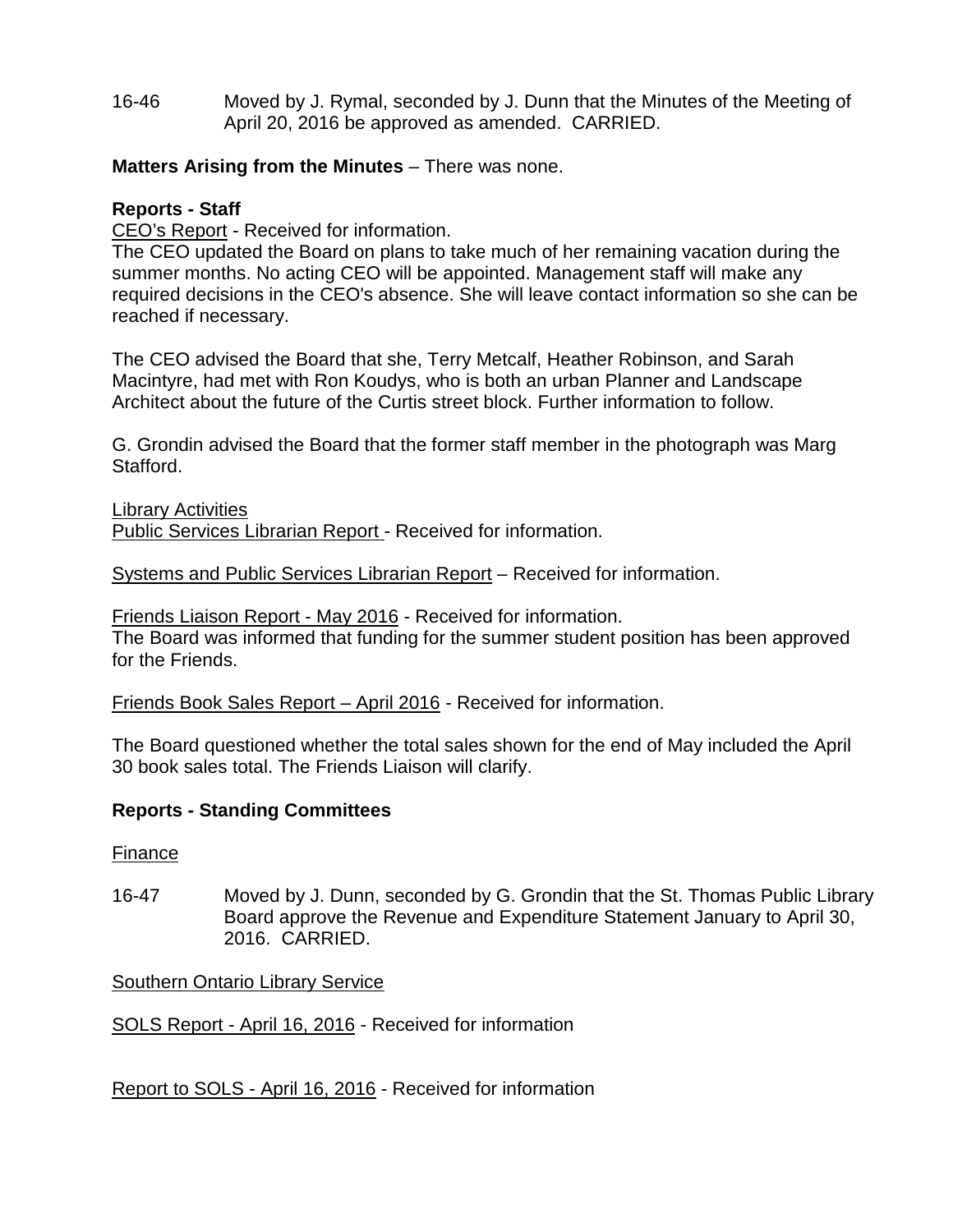16-46 Moved by J. Rymal, seconded by J. Dunn that the Minutes of the Meeting of April 20, 2016 be approved as amended. CARRIED.

**Matters Arising from the Minutes** – There was none.

**Reports - Staff**

CEO's Report - Received for information.
The CEO updated the Board on plans to take much of her remaining vacation during the summer months. No acting CEO will be appointed. Management staff will make any required decisions in the CEO's absence. She will leave contact information so she can be reached if necessary.

The CEO advised the Board that she, Terry Metcalf, Heather Robinson, and Sarah Macintyre, had met with Ron Koudys, who is both an urban Planner and Landscape Architect about the future of the Curtis street block. Further information to follow.

G. Grondin advised the Board that the former staff member in the photograph was Marg Stafford.

Library Activities
Public Services Librarian Report - Received for information.

Systems and Public Services Librarian Report – Received for information.

Friends Liaison Report - May 2016 - Received for information.
The Board was informed that funding for the summer student position has been approved for the Friends.

Friends Book Sales Report – April 2016 - Received for information.

The Board questioned whether the total sales shown for the end of May included the April 30 book sales total. The Friends Liaison will clarify.

**Reports - Standing Committees**

Finance

16-47 Moved by J. Dunn, seconded by G. Grondin that the St. Thomas Public Library Board approve the Revenue and Expenditure Statement January to April 30, 2016. CARRIED.

Southern Ontario Library Service

SOLS Report - April 16, 2016 - Received for information

Report to SOLS - April 16, 2016 - Received for information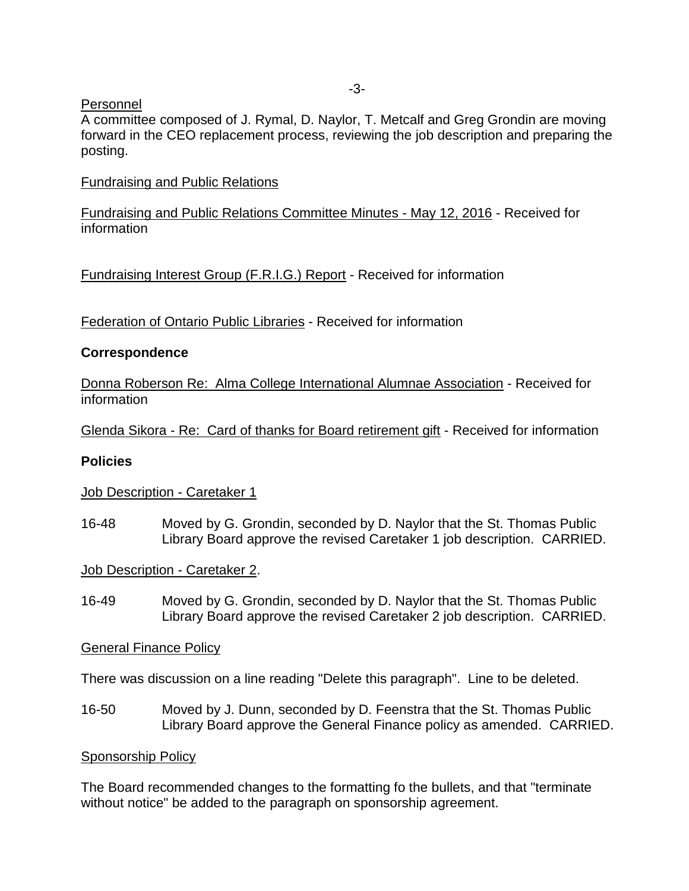Personnel

A committee composed of J. Rymal, D. Naylor, T. Metcalf and Greg Grondin are moving forward in the CEO replacement process, reviewing the job description and preparing the posting.

Fundraising and Public Relations

Fundraising and Public Relations Committee Minutes - May 12, 2016 - Received for information

Fundraising Interest Group (F.R.I.G.) Report - Received for information

Federation of Ontario Public Libraries - Received for information

**Correspondence**

Donna Roberson Re: Alma College International Alumnae Association - Received for information

Glenda Sikora - Re: Card of thanks for Board retirement gift - Received for information

**Policies**

Job Description - Caretaker 1

16-48 Moved by G. Grondin, seconded by D. Naylor that the St. Thomas Public Library Board approve the revised Caretaker 1 job description. CARRIED.

Job Description - Caretaker 2.

16-49 Moved by G. Grondin, seconded by D. Naylor that the St. Thomas Public Library Board approve the revised Caretaker 2 job description. CARRIED.

General Finance Policy

There was discussion on a line reading "Delete this paragraph". Line to be deleted.

16-50 Moved by J. Dunn, seconded by D. Feenstra that the St. Thomas Public Library Board approve the General Finance policy as amended. CARRIED.

Sponsorship Policy

The Board recommended changes to the formatting fo the bullets, and that "terminate without notice" be added to the paragraph on sponsorship agreement.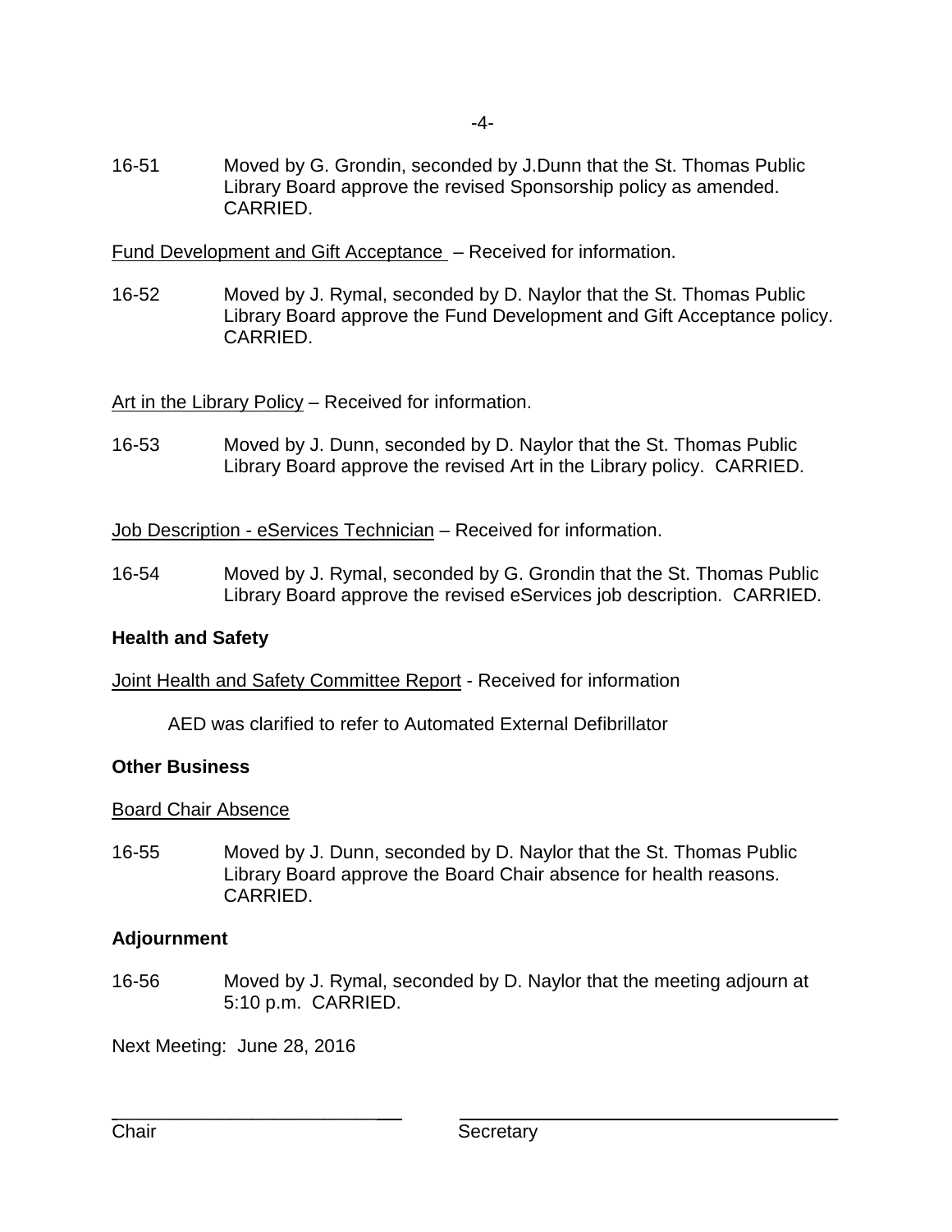16-51 Moved by G. Grondin, seconded by J.Dunn that the St. Thomas Public Library Board approve the revised Sponsorship policy as amended. CARRIED.

Fund Development and Gift Acceptance – Received for information.

16-52 Moved by J. Rymal, seconded by D. Naylor that the St. Thomas Public Library Board approve the Fund Development and Gift Acceptance policy. CARRIED.

Art in the Library Policy – Received for information.

16-53 Moved by J. Dunn, seconded by D. Naylor that the St. Thomas Public Library Board approve the revised Art in the Library policy. CARRIED.

Job Description - eServices Technician – Received for information.

16-54 Moved by J. Rymal, seconded by G. Grondin that the St. Thomas Public Library Board approve the revised eServices job description. CARRIED.

**Health and Safety**

Joint Health and Safety Committee Report - Received for information

AED was clarified to refer to Automated External Defibrillator

**Other Business**

Board Chair Absence

16-55 Moved by J. Dunn, seconded by D. Naylor that the St. Thomas Public Library Board approve the Board Chair absence for health reasons. CARRIED.

**Adjournment**

16-56 Moved by J. Rymal, seconded by D. Naylor that the meeting adjourn at 5:10 p.m. CARRIED.

Next Meeting: June 28, 2016

\_\_\_\_\_\_\_\_\_\_\_\_\_\_\_\_\_\_\_\_\_\_\_\_\_\_\_\_ \_\_\_\_\_\_\_\_\_\_\_\_\_\_\_\_\_\_\_\_\_\_\_\_\_\_\_\_\_\_\_\_

Chair Secretary